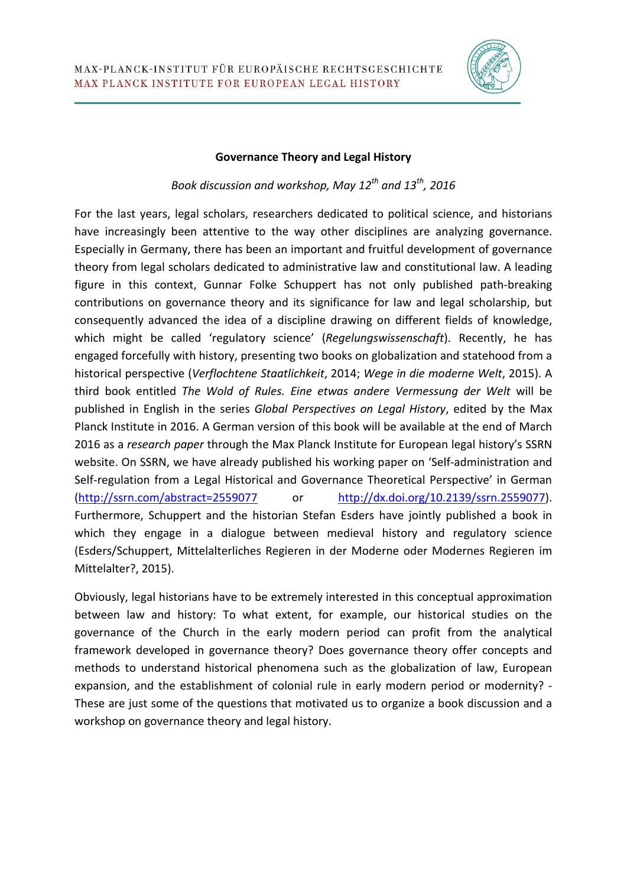MAX-PLANCK-INSTITUT FÜR EUROPÄISCHE RECHTSGESCHICHTE
MAX PLANCK INSTITUTE FOR EUROPEAN LEGAL HISTORY

**Governance Theory and Legal History**

*Book discussion and workshop, May 12th and 13th, 2016*

For the last years, legal scholars, researchers dedicated to political science, and historians have increasingly been attentive to the way other disciplines are analyzing governance. Especially in Germany, there has been an important and fruitful development of governance theory from legal scholars dedicated to administrative law and constitutional law. A leading figure in this context, Gunnar Folke Schuppert has not only published path-breaking contributions on governance theory and its significance for law and legal scholarship, but consequently advanced the idea of a discipline drawing on different fields of knowledge, which might be called 'regulatory science' (*Regelungswissenschaft*). Recently, he has engaged forcefully with history, presenting two books on globalization and statehood from a historical perspective (*Verflochtene Staatlichkeit*, 2014; *Wege in die moderne Welt*, 2015). A third book entitled *The Wold of Rules. Eine etwas andere Vermessung der Welt* will be published in English in the series *Global Perspectives on Legal History*, edited by the Max Planck Institute in 2016. A German version of this book will be available at the end of March 2016 as a *research paper* through the Max Planck Institute for European legal history's SSRN website. On SSRN, we have already published his working paper on 'Self-administration and Self-regulation from a Legal Historical and Governance Theoretical Perspective' in German (http://ssrn.com/abstract=2559077 or http://dx.doi.org/10.2139/ssrn.2559077). Furthermore, Schuppert and the historian Stefan Esders have jointly published a book in which they engage in a dialogue between medieval history and regulatory science (Esders/Schuppert, Mittelalterliches Regieren in der Moderne oder Modernes Regieren im Mittelalter?, 2015).

Obviously, legal historians have to be extremely interested in this conceptual approximation between law and history: To what extent, for example, our historical studies on the governance of the Church in the early modern period can profit from the analytical framework developed in governance theory? Does governance theory offer concepts and methods to understand historical phenomena such as the globalization of law, European expansion, and the establishment of colonial rule in early modern period or modernity? - These are just some of the questions that motivated us to organize a book discussion and a workshop on governance theory and legal history.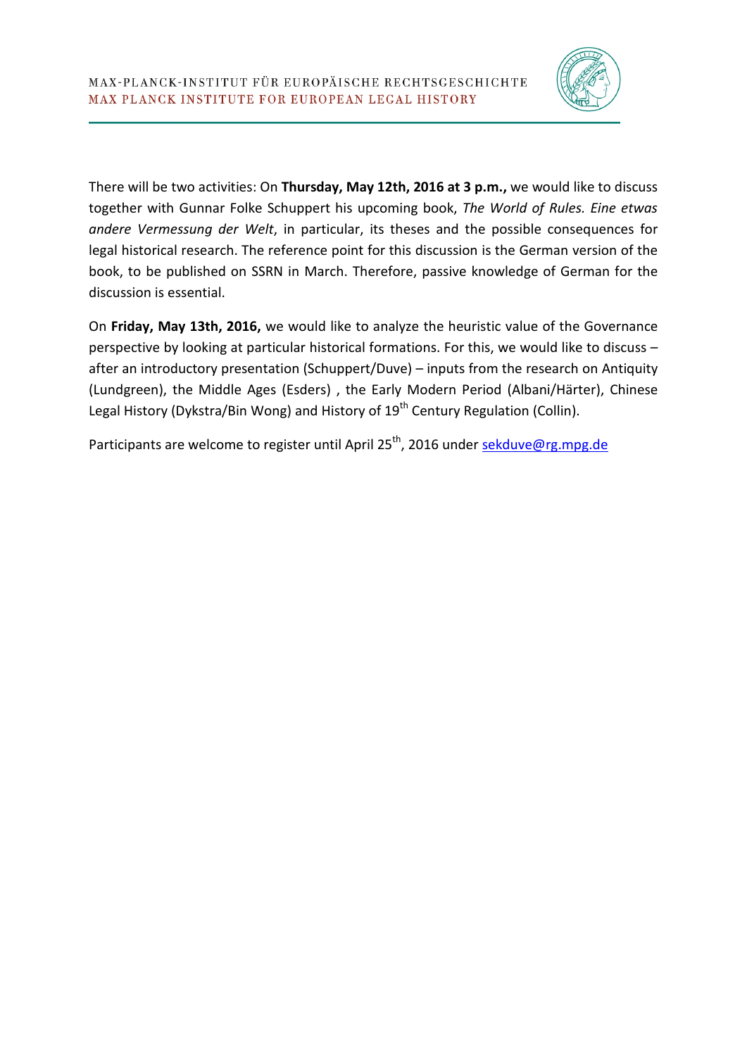There will be two activities: On **Thursday, May 12th, 2016 at 3 p.m.,** we would like to discuss together with Gunnar Folke Schuppert his upcoming book, *The World of Rules. Eine etwas andere Vermessung der Welt*, in particular, its theses and the possible consequences for legal historical research. The reference point for this discussion is the German version of the book, to be published on SSRN in March. Therefore, passive knowledge of German for the discussion is essential.

On **Friday, May 13th, 2016,** we would like to analyze the heuristic value of the Governance perspective by looking at particular historical formations. For this, we would like to discuss – after an introductory presentation (Schuppert/Duve) – inputs from the research on Antiquity (Lundgreen), the Middle Ages (Esders) , the Early Modern Period (Albani/Härter), Chinese Legal History (Dykstra/Bin Wong) and History of 19th Century Regulation (Collin).

Participants are welcome to register until April 25th, 2016 under sekduve@rg.mpg.de